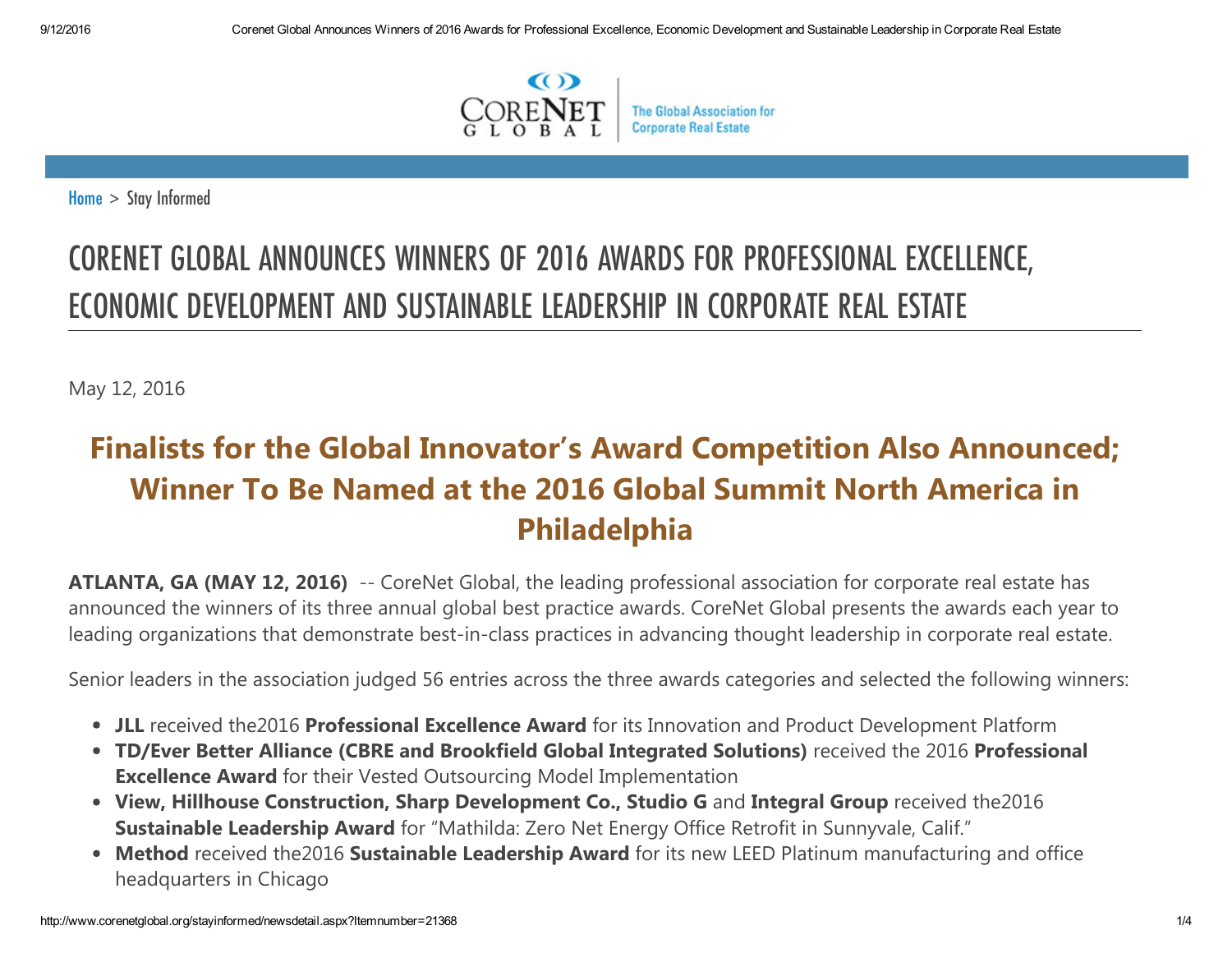CoreNet Global — The Global Association for Corporate Real Estate

Home > Stay Informed

# CORENET GLOBAL ANNOUNCES WINNERS OF 2016 AWARDS FOR PROFESSIONAL EXCELLENCE, ECONOMIC DEVELOPMENT AND SUSTAINABLE LEADERSHIP IN CORPORATE REAL ESTATE

May 12, 2016

## Finalists for the Global Innovator's Award Competition Also Announced; Winner To Be Named at the 2016 Global Summit North America in Philadelphia

**ATLANTA, GA (MAY 12, 2016)** -- CoreNet Global, the leading professional association for corporate real estate has announced the winners of its three annual global best practice awards. CoreNet Global presents the awards each year to leading organizations that demonstrate best-in-class practices in advancing thought leadership in corporate real estate.

Senior leaders in the association judged 56 entries across the three awards categories and selected the following winners:

- **JLL** received the2016 **Professional Excellence Award** for its Innovation and Product Development Platform
- **TD/Ever Better Alliance (CBRE and Brookfield Global Integrated Solutions)** received the 2016 **Professional Excellence Award** for their Vested Outsourcing Model Implementation
- **View, Hillhouse Construction, Sharp Development Co., Studio G** and **Integral Group** received the2016 **Sustainable Leadership Award** for "Mathilda: Zero Net Energy Office Retrofit in Sunnyvale, Calif."
- **Method** received the2016 **Sustainable Leadership Award** for its new LEED Platinum manufacturing and office headquarters in Chicago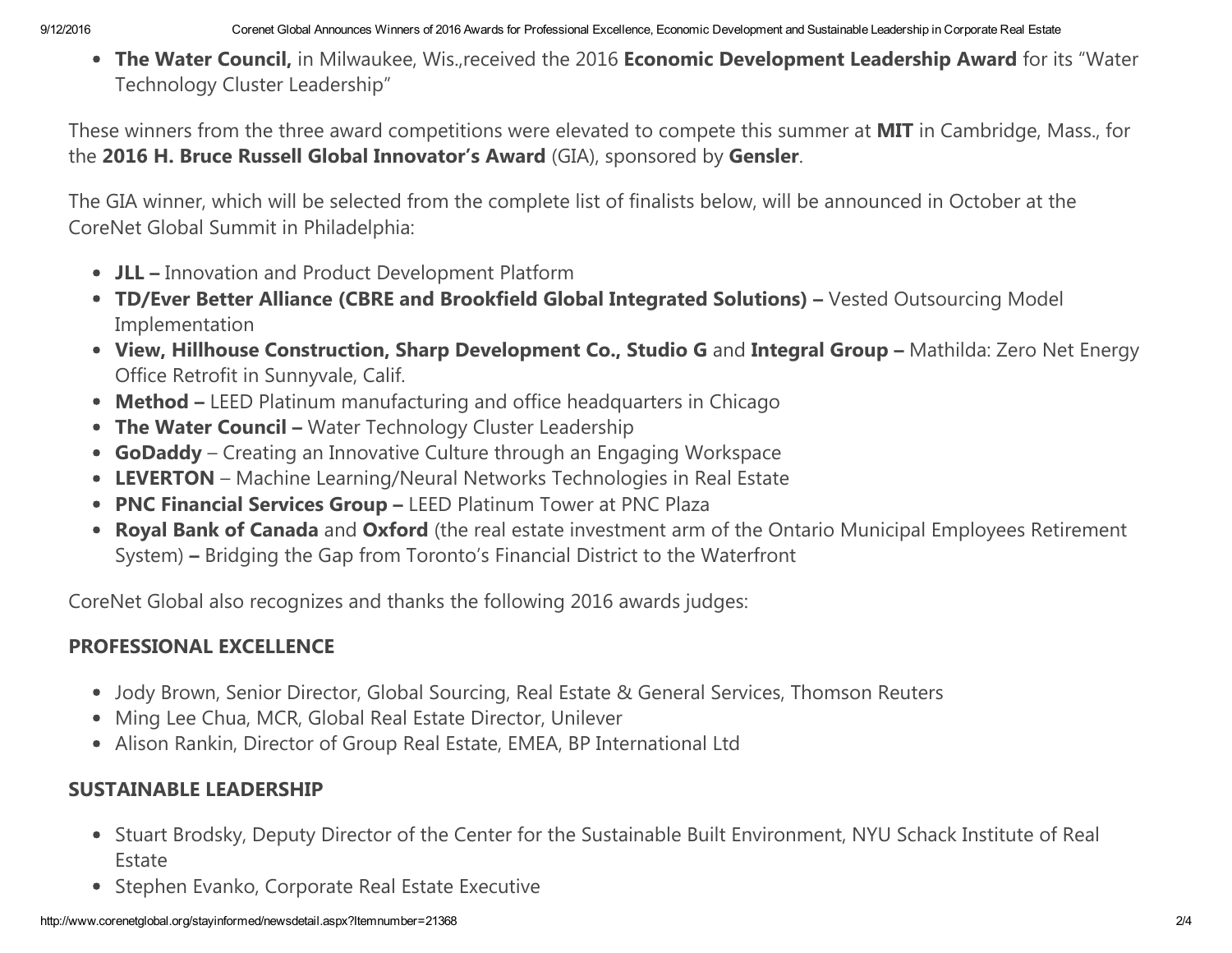- **The Water Council,** in Milwaukee, Wis.,received the 2016 **Economic Development Leadership Award** for its "Water Technology Cluster Leadership"

These winners from the three award competitions were elevated to compete this summer at **MIT** in Cambridge, Mass., for the **2016 H. Bruce Russell Global Innovator's Award** (GIA), sponsored by **Gensler**.

The GIA winner, which will be selected from the complete list of finalists below, will be announced in October at the CoreNet Global Summit in Philadelphia:

- **JLL –** Innovation and Product Development Platform
- **TD/Ever Better Alliance (CBRE and Brookfield Global Integrated Solutions) –** Vested Outsourcing Model Implementation
- **View, Hillhouse Construction, Sharp Development Co., Studio G** and **Integral Group –** Mathilda: Zero Net Energy Office Retrofit in Sunnyvale, Calif.
- **Method –** LEED Platinum manufacturing and office headquarters in Chicago
- **The Water Council –** Water Technology Cluster Leadership
- **GoDaddy** – Creating an Innovative Culture through an Engaging Workspace
- **LEVERTON** – Machine Learning/Neural Networks Technologies in Real Estate
- **PNC Financial Services Group –** LEED Platinum Tower at PNC Plaza
- **Royal Bank of Canada** and **Oxford** (the real estate investment arm of the Ontario Municipal Employees Retirement System) **–** Bridging the Gap from Toronto's Financial District to the Waterfront

CoreNet Global also recognizes and thanks the following 2016 awards judges:

## PROFESSIONAL EXCELLENCE

- Jody Brown, Senior Director, Global Sourcing, Real Estate & General Services, Thomson Reuters
- Ming Lee Chua, MCR, Global Real Estate Director, Unilever
- Alison Rankin, Director of Group Real Estate, EMEA, BP International Ltd

## SUSTAINABLE LEADERSHIP

- Stuart Brodsky, Deputy Director of the Center for the Sustainable Built Environment, NYU Schack Institute of Real Estate
- Stephen Evanko, Corporate Real Estate Executive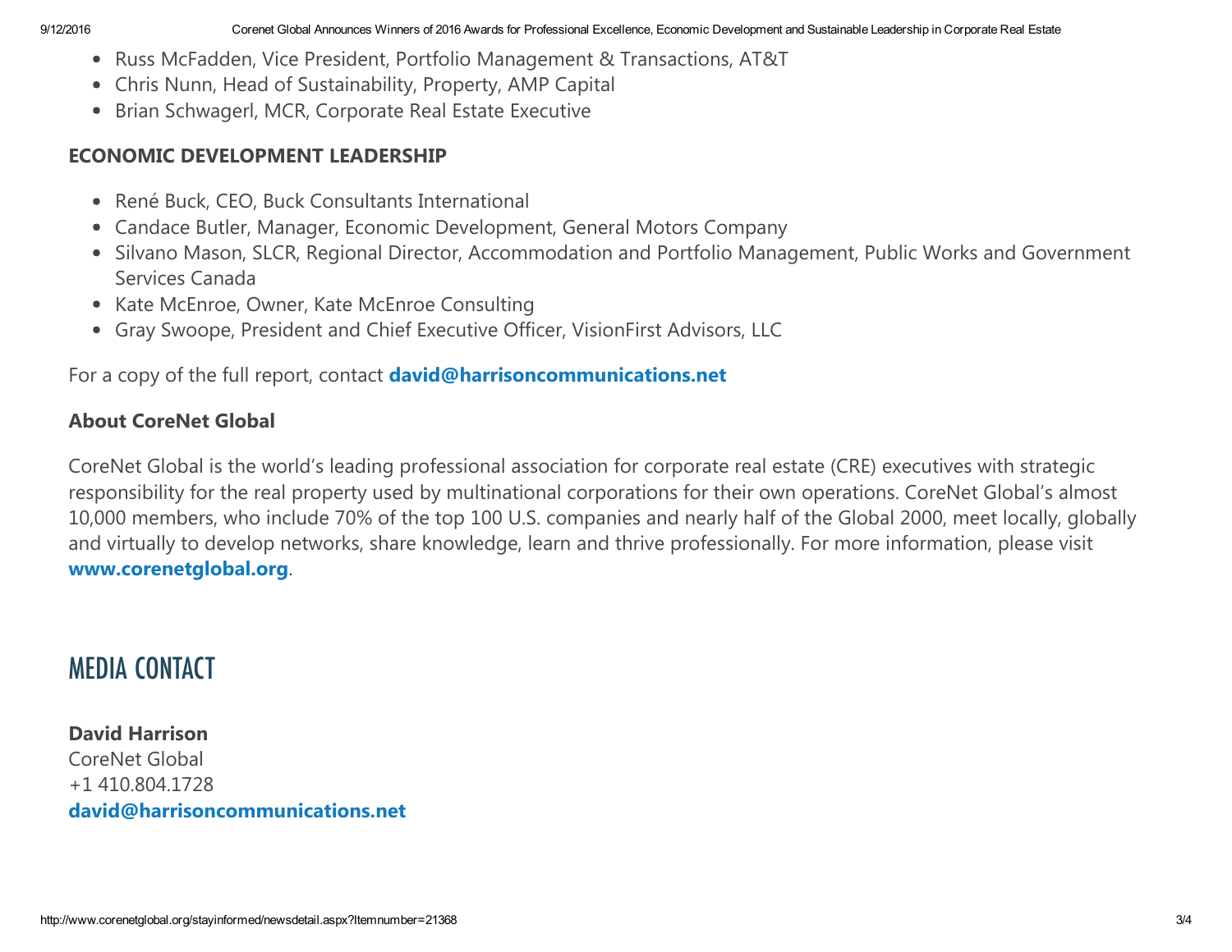- Russ McFadden, Vice President, Portfolio Management & Transactions, AT&T
- Chris Nunn, Head of Sustainability, Property, AMP Capital
- Brian Schwagerl, MCR, Corporate Real Estate Executive

**ECONOMIC DEVELOPMENT LEADERSHIP**

- René Buck, CEO, Buck Consultants International
- Candace Butler, Manager, Economic Development, General Motors Company
- Silvano Mason, SLCR, Regional Director, Accommodation and Portfolio Management, Public Works and Government Services Canada
- Kate McEnroe, Owner, Kate McEnroe Consulting
- Gray Swoope, President and Chief Executive Officer, VisionFirst Advisors, LLC

For a copy of the full report, contact **david@harrisoncommunications.net**

**About CoreNet Global**

CoreNet Global is the world's leading professional association for corporate real estate (CRE) executives with strategic responsibility for the real property used by multinational corporations for their own operations. CoreNet Global's almost 10,000 members, who include 70% of the top 100 U.S. companies and nearly half of the Global 2000, meet locally, globally and virtually to develop networks, share knowledge, learn and thrive professionally. For more information, please visit **www.corenetglobal.org**.

## MEDIA CONTACT

**David Harrison**
CoreNet Global
+1 410.804.1728
**david@harrisoncommunications.net**